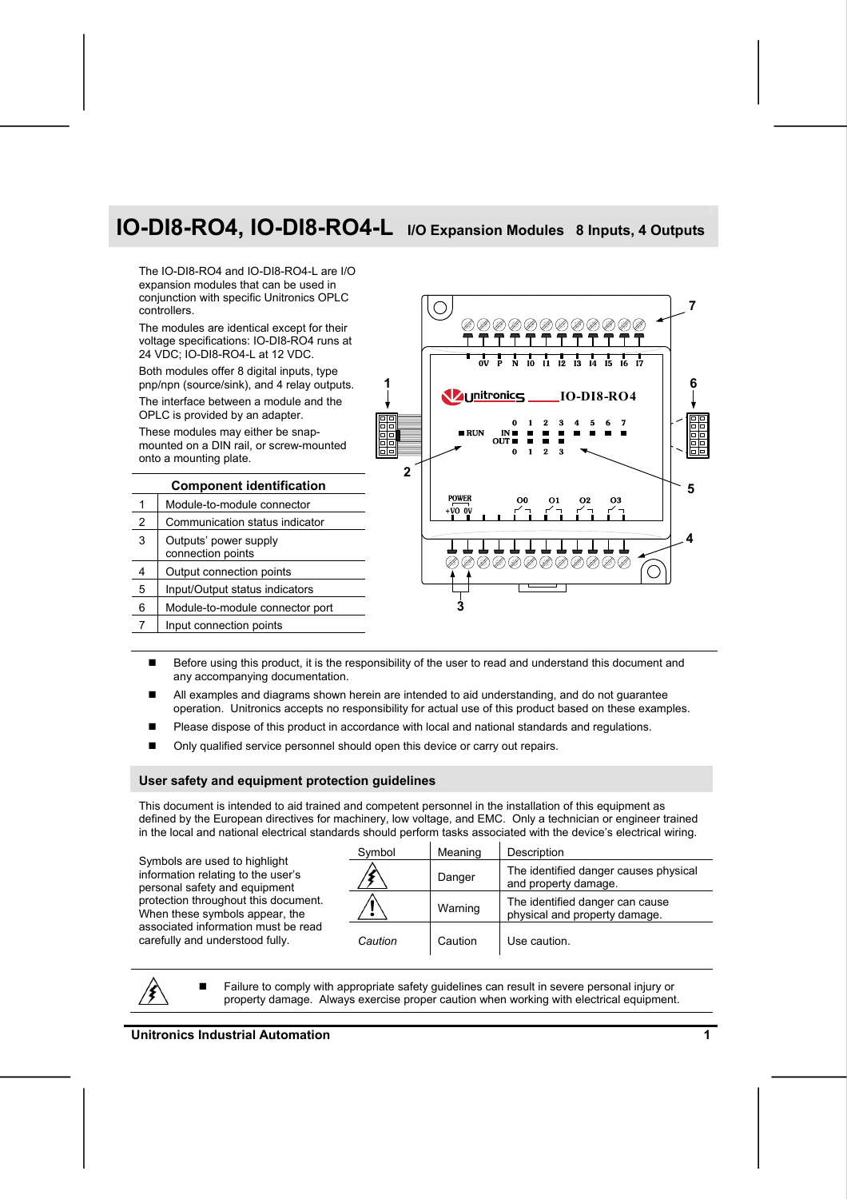## IO-DI8-RO4, IO-DI8-RO4-L I/O Expansion Modules 8 Inputs, 4 Outputs

The IO-DI8-RO4 and IO-DI8-RO4-L are I/O expansion modules that can be used in conjunction with specific Unitronics OPLC controllers.

The modules are identical except for their voltage specifications: IO-DI8-RO4 runs at 24 VDC; IO-DI8-RO4-L at 12 VDC.

Both modules offer 8 digital inputs, type pnp/npn (source/sink), and 4 relay outputs.

The interface between a module and the OPLC is provided by an adapter.

These modules may either be snap-mounted on a DIN rail, or screw-mounted onto a mounting plate.

| | Component identification |
|---|---|
| 1 | Module-to-module connector |
| 2 | Communication status indicator |
| 3 | Outputs' power supply connection points |
| 4 | Output connection points |
| 5 | Input/Output status indicators |
| 6 | Module-to-module connector port |
| 7 | Input connection points |

- Before using this product, it is the responsibility of the user to read and understand this document and any accompanying documentation.
- All examples and diagrams shown herein are intended to aid understanding, and do not guarantee operation. Unitronics accepts no responsibility for actual use of this product based on these examples.
- Please dispose of this product in accordance with local and national standards and regulations.
- Only qualified service personnel should open this device or carry out repairs.

### User safety and equipment protection guidelines

This document is intended to aid trained and competent personnel in the installation of this equipment as defined by the European directives for machinery, low voltage, and EMC. Only a technician or engineer trained in the local and national electrical standards should perform tasks associated with the device's electrical wiring.

Symbols are used to highlight information relating to the user's personal safety and equipment protection throughout this document. When these symbols appear, the associated information must be read carefully and understood fully.

| Symbol | Meaning | Description |
|---|---|---|
| ⚡ | Danger | The identified danger causes physical and property damage. |
| ⚠ | Warning | The identified danger can cause physical and property damage. |
| *Caution* | Caution | Use caution. |

- Failure to comply with appropriate safety guidelines can result in severe personal injury or property damage. Always exercise proper caution when working with electrical equipment.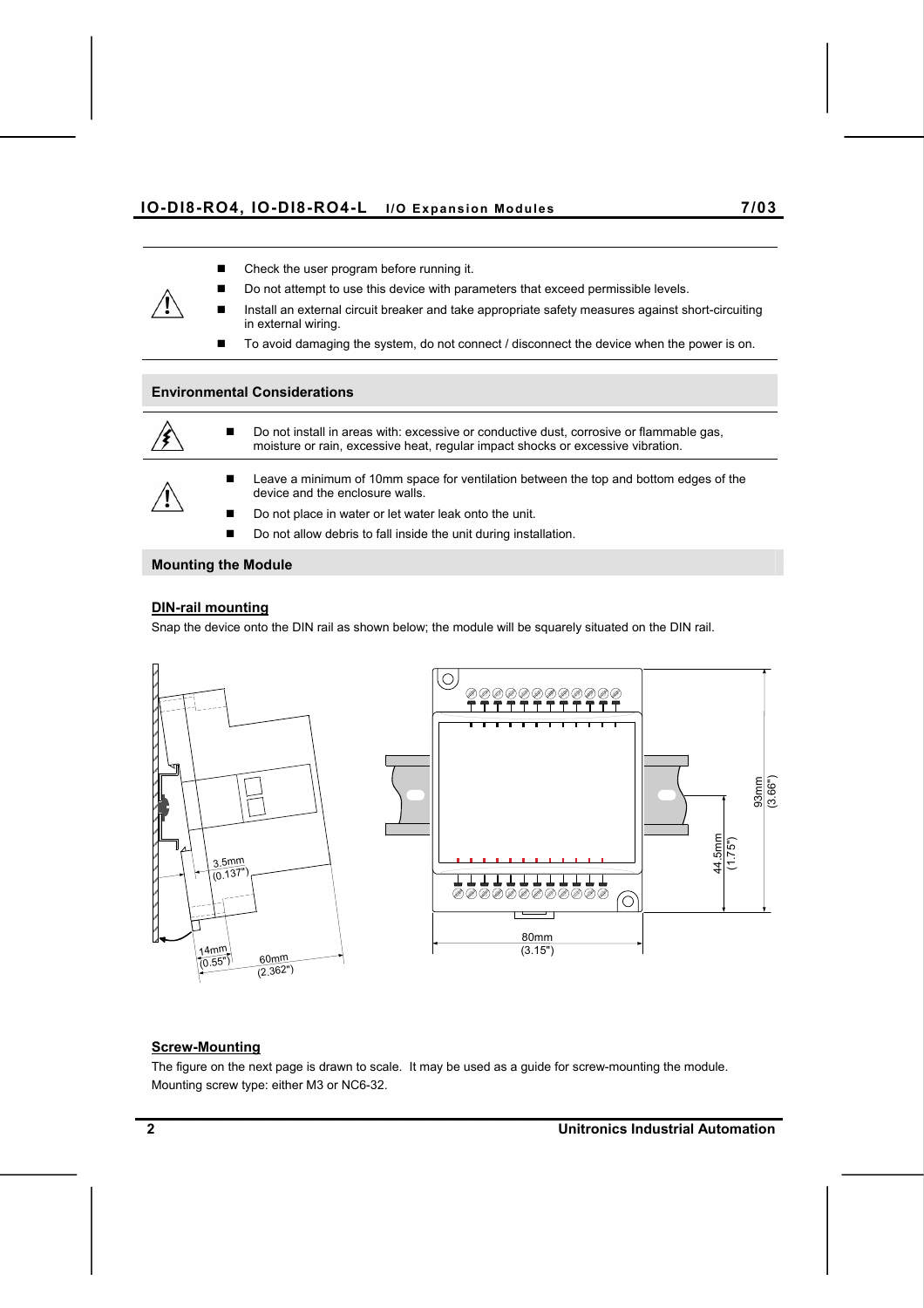- Check the user program before running it.
- Do not attempt to use this device with parameters that exceed permissible levels.
- Install an external circuit breaker and take appropriate safety measures against short-circuiting in external wiring.
- To avoid damaging the system, do not connect / disconnect the device when the power is on.

## Environmental Considerations

- Do not install in areas with: excessive or conductive dust, corrosive or flammable gas, moisture or rain, excessive heat, regular impact shocks or excessive vibration.

- Leave a minimum of 10mm space for ventilation between the top and bottom edges of the device and the enclosure walls.
- Do not place in water or let water leak onto the unit.
- Do not allow debris to fall inside the unit during installation.

## Mounting the Module

### DIN-rail mounting

Snap the device onto the DIN rail as shown below; the module will be squarely situated on the DIN rail.

3.5mm (0.137")
14mm (0.55")
60mm (2.362")
80mm (3.15")
44.5mm (1.75")
93mm (3.66")

### Screw-Mounting

The figure on the next page is drawn to scale. It may be used as a guide for screw-mounting the module.
Mounting screw type: either M3 or NC6-32.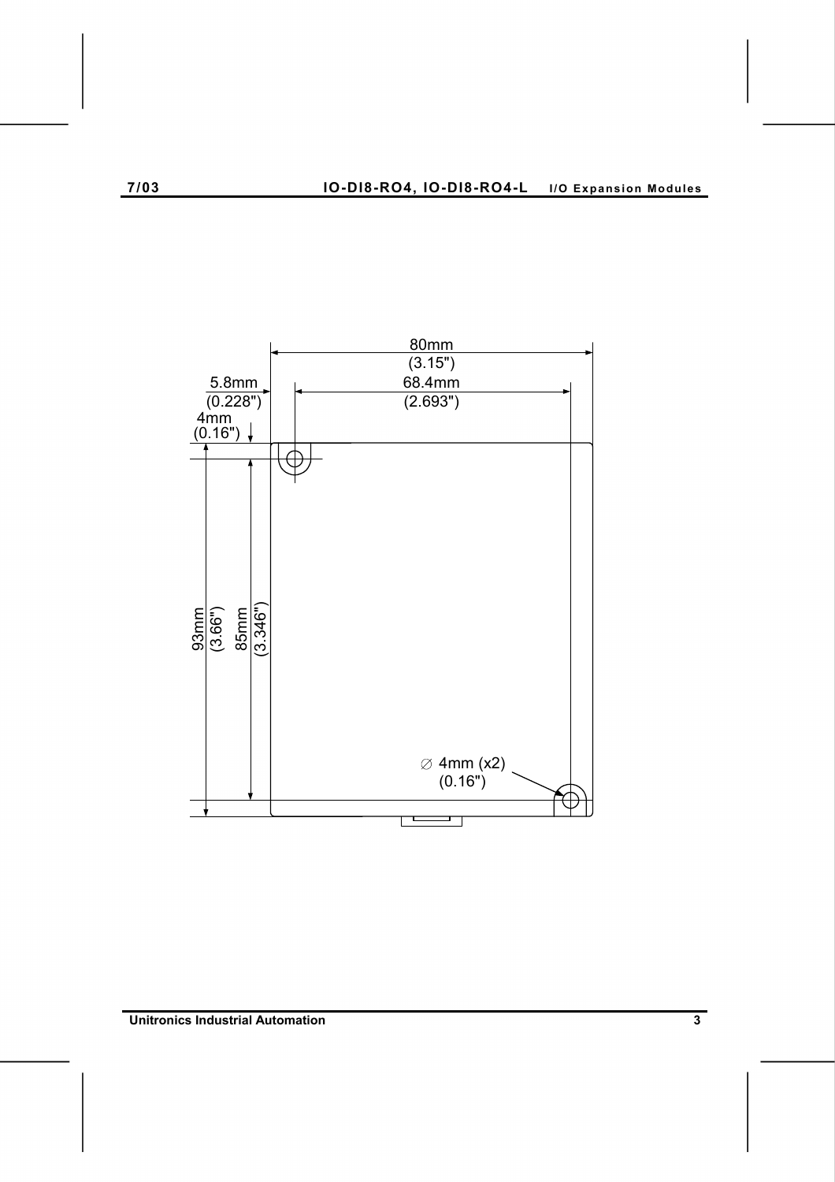80mm
(3.15")

5.8mm
(0.228")

68.4mm
(2.693")

4mm
(0.16")

93mm
(3.66")

85mm
(3.346")

∅ 4mm (x2)
(0.16")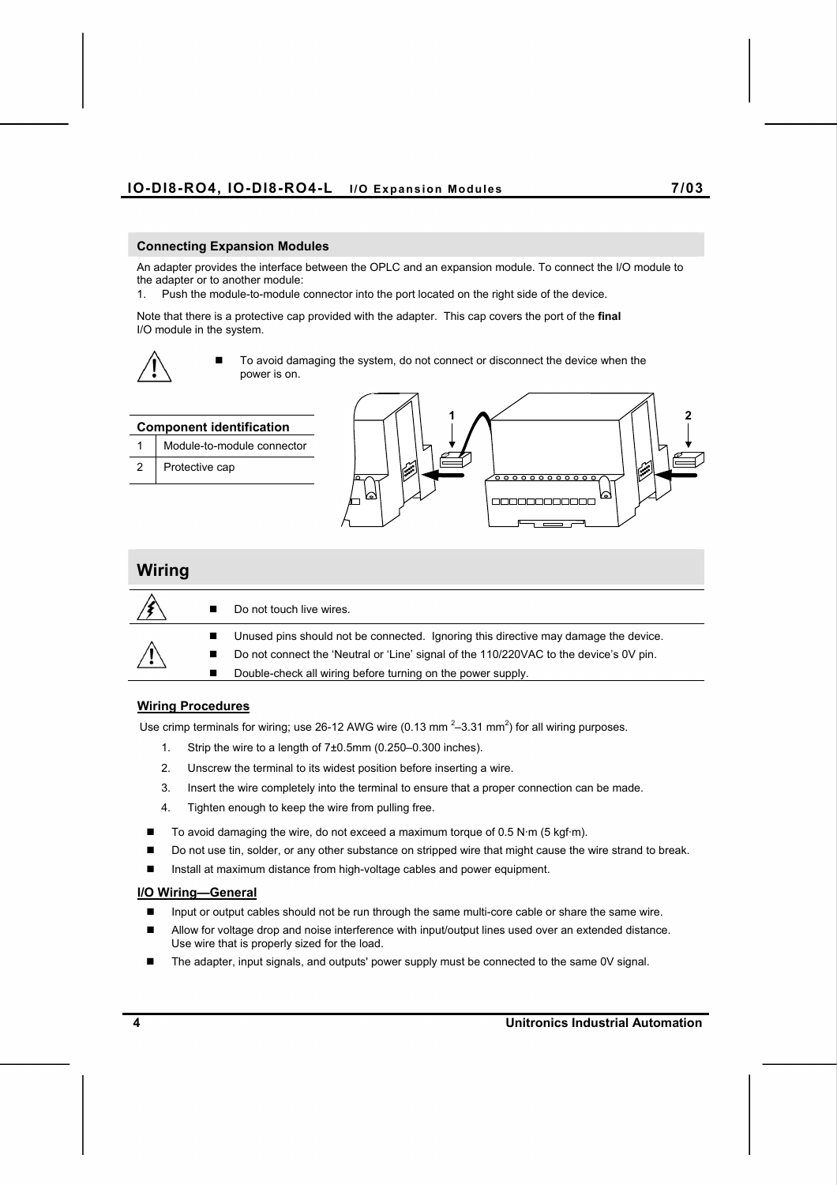## Connecting Expansion Modules

An adapter provides the interface between the OPLC and an expansion module. To connect the I/O module to the adapter or to another module:

1. Push the module-to-module connector into the port located on the right side of the device.

Note that there is a protective cap provided with the adapter. This cap covers the port of the **final** I/O module in the system.

- To avoid damaging the system, do not connect or disconnect the device when the power is on.

| Component identification | |
|---|---|
| 1 | Module-to-module connector |
| 2 | Protective cap |

# Wiring

- Do not touch live wires.

- Unused pins should not be connected. Ignoring this directive may damage the device.
- Do not connect the 'Neutral or 'Line' signal of the 110/220VAC to the device's 0V pin.
- Double-check all wiring before turning on the power supply.

### Wiring Procedures

Use crimp terminals for wiring; use 26-12 AWG wire (0.13 $mm^2$–3.31 $mm^2$) for all wiring purposes.

1. Strip the wire to a length of 7±0.5mm (0.250–0.300 inches).
2. Unscrew the terminal to its widest position before inserting a wire.
3. Insert the wire completely into the terminal to ensure that a proper connection can be made.
4. Tighten enough to keep the wire from pulling free.

- To avoid damaging the wire, do not exceed a maximum torque of 0.5 N·m (5 kgf·m).
- Do not use tin, solder, or any other substance on stripped wire that might cause the wire strand to break.
- Install at maximum distance from high-voltage cables and power equipment.

### I/O Wiring—General

- Input or output cables should not be run through the same multi-core cable or share the same wire.
- Allow for voltage drop and noise interference with input/output lines used over an extended distance. Use wire that is properly sized for the load.
- The adapter, input signals, and outputs' power supply must be connected to the same 0V signal.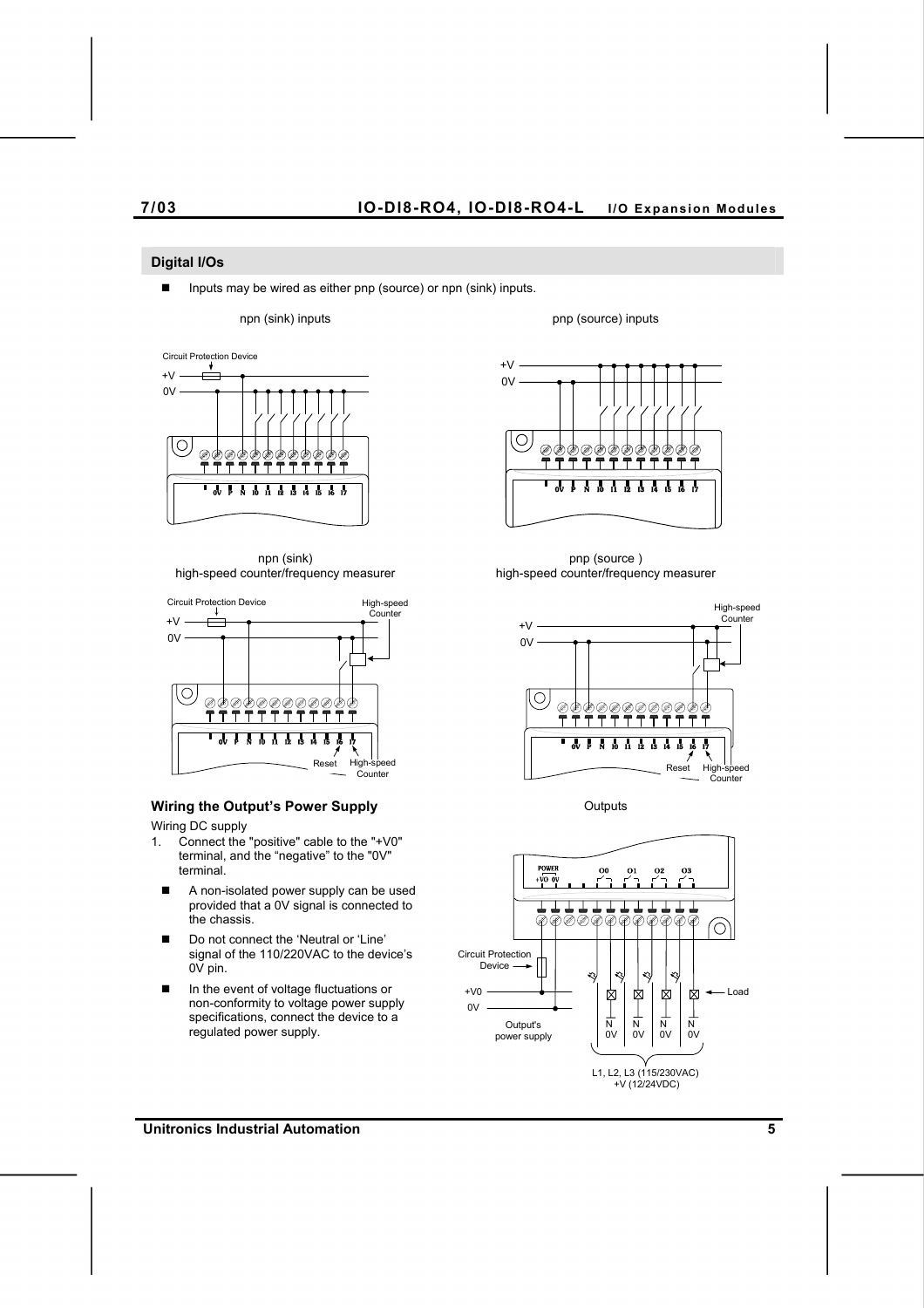## Digital I/Os

- Inputs may be wired as either pnp (source) or npn (sink) inputs.

npn (sink) inputs

pnp (source) inputs

npn (sink)
high-speed counter/frequency measurer

pnp (source )
high-speed counter/frequency measurer

### Wiring the Output's Power Supply

Wiring DC supply

1. Connect the "positive" cable to the "+V0" terminal, and the "negative" to the "0V" terminal.

- A non-isolated power supply can be used provided that a 0V signal is connected to the chassis.
- Do not connect the 'Neutral or 'Line' signal of the 110/220VAC to the device's 0V pin.
- In the event of voltage fluctuations or non-conformity to voltage power supply specifications, connect the device to a regulated power supply.

Outputs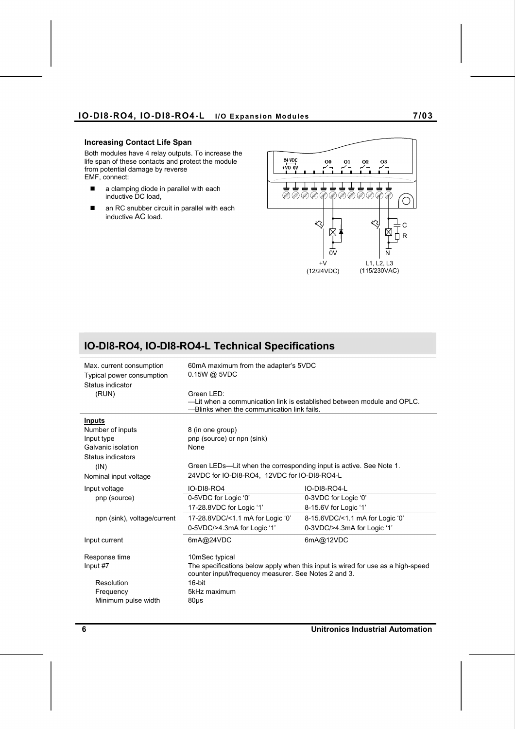### Increasing Contact Life Span

Both modules have 4 relay outputs. To increase the life span of these contacts and protect the module from potential damage by reverse EMF, connect:

- a clamping diode in parallel with each inductive DC load,
- an RC snubber circuit in parallel with each inductive AC load.

## IO-DI8-RO4, IO-DI8-RO4-L Technical Specifications

| | | |
|---|---|---|
| Max. current consumption | 60mA maximum from the adapter's 5VDC | |
| Typical power consumption | 0.15W @ 5VDC | |
| Status indicator (RUN) | Green LED:<br>—Lit when a communication link is established between module and OPLC.<br>—Blinks when the communication link fails. | |
| **Inputs** | | |
| Number of inputs | 8 (in one group) | |
| Input type | pnp (source) or npn (sink) | |
| Galvanic isolation | None | |
| Status indicators (IN) | Green LEDs—Lit when the corresponding input is active. See Note 1. | |
| Nominal input voltage | 24VDC for IO-DI8-RO4, 12VDC for IO-DI8-RO4-L | |
| Input voltage | IO-DI8-RO4 | IO-DI8-RO4-L |
| pnp (source) | 0-5VDC for Logic '0'<br>17-28.8VDC for Logic '1' | 0-3VDC for Logic '0'<br>8-15.6V for Logic '1' |
| npn (sink), voltage/current | 17-28.8VDC/<1.1 mA for Logic '0'<br>0-5VDC/>4.3mA for Logic '1' | 8-15.6VDC/<1.1 mA for Logic '0'<br>0-3VDC/>4.3mA for Logic '1' |
| Input current | 6mA@24VDC | 6mA@12VDC |
| Response time | 10mSec typical | |
| Input #7 | The specifications below apply when this input is wired for use as a high-speed counter input/frequency measurer. See Notes 2 and 3. | |
| Resolution | 16-bit | |
| Frequency | 5kHz maximum | |
| Minimum pulse width | 80μs | |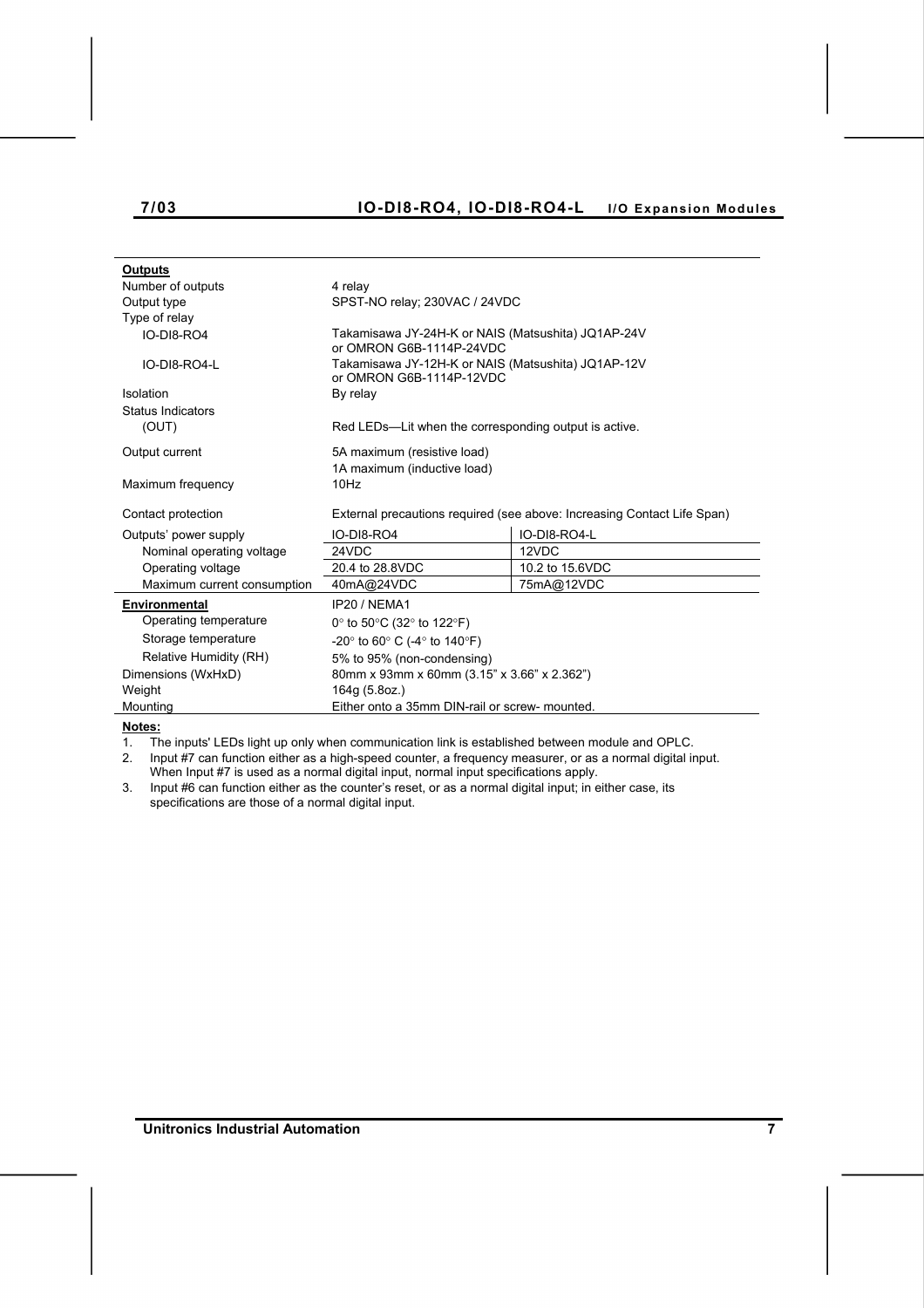| **Outputs** | | |
|---|---|---|
| Number of outputs | 4 relay | |
| Output type | SPST-NO relay; 230VAC / 24VDC | |
| Type of relay | | |
| IO-DI8-RO4 | Takamisawa JY-24H-K or NAIS (Matsushita) JQ1AP-24V or OMRON G6B-1114P-24VDC | |
| IO-DI8-RO4-L | Takamisawa JY-12H-K or NAIS (Matsushita) JQ1AP-12V or OMRON G6B-1114P-12VDC | |
| Isolation | By relay | |
| Status Indicators | | |
| (OUT) | Red LEDs—Lit when the corresponding output is active. | |
| Output current | 5A maximum (resistive load)<br>1A maximum (inductive load) | |
| Maximum frequency | 10Hz | |
| Contact protection | External precautions required (see above: Increasing Contact Life Span) | |
| Outputs' power supply | IO-DI8-RO4 | IO-DI8-RO4-L |
| Nominal operating voltage | 24VDC | 12VDC |
| Operating voltage | 20.4 to 28.8VDC | 10.2 to 15.6VDC |
| Maximum current consumption | 40mA@24VDC | 75mA@12VDC |
| **Environmental** | IP20 / NEMA1 | |
| Operating temperature | 0° to 50°C (32° to 122°F) | |
| Storage temperature | -20° to 60° C (-4° to 140°F) | |
| Relative Humidity (RH) | 5% to 95% (non-condensing) | |
| Dimensions (WxHxD) | 80mm x 93mm x 60mm (3.15" x 3.66" x 2.362") | |
| Weight | 164g (5.8oz.) | |
| Mounting | Either onto a 35mm DIN-rail or screw- mounted. | |

**Notes:**

1. The inputs' LEDs light up only when communication link is established between module and OPLC.
2. Input #7 can function either as a high-speed counter, a frequency measurer, or as a normal digital input. When Input #7 is used as a normal digital input, normal input specifications apply.
3. Input #6 can function either as the counter's reset, or as a normal digital input; in either case, its specifications are those of a normal digital input.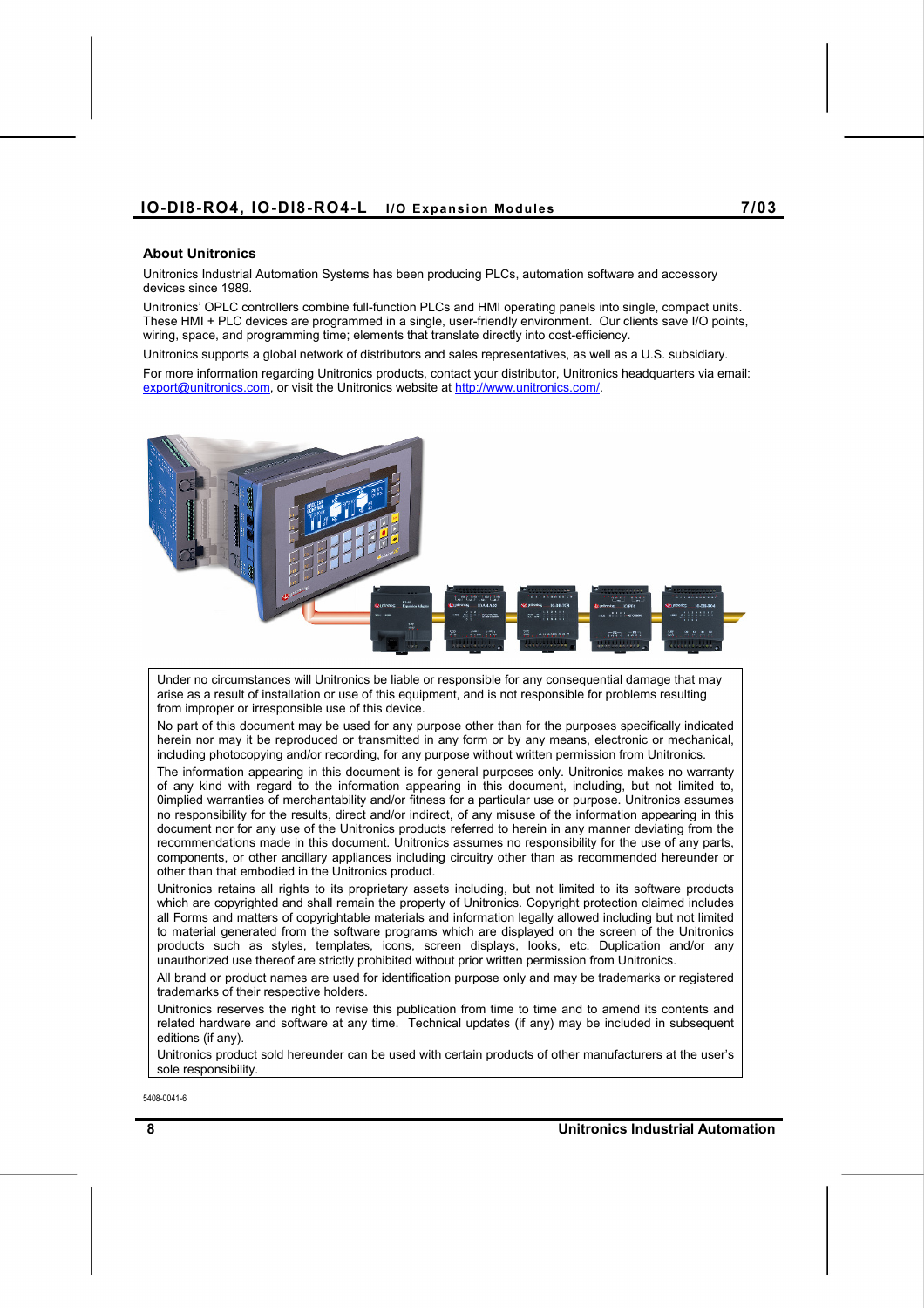## About Unitronics

Unitronics Industrial Automation Systems has been producing PLCs, automation software and accessory devices since 1989.

Unitronics' OPLC controllers combine full-function PLCs and HMI operating panels into single, compact units. These HMI + PLC devices are programmed in a single, user-friendly environment. Our clients save I/O points, wiring, space, and programming time; elements that translate directly into cost-efficiency.

Unitronics supports a global network of distributors and sales representatives, as well as a U.S. subsidiary.

For more information regarding Unitronics products, contact your distributor, Unitronics headquarters via email: export@unitronics.com, or visit the Unitronics website at http://www.unitronics.com/.

Under no circumstances will Unitronics be liable or responsible for any consequential damage that may arise as a result of installation or use of this equipment, and is not responsible for problems resulting from improper or irresponsible use of this device.

No part of this document may be used for any purpose other than for the purposes specifically indicated herein nor may it be reproduced or transmitted in any form or by any means, electronic or mechanical, including photocopying and/or recording, for any purpose without written permission from Unitronics.

The information appearing in this document is for general purposes only. Unitronics makes no warranty of any kind with regard to the information appearing in this document, including, but not limited to, 0implied warranties of merchantability and/or fitness for a particular use or purpose. Unitronics assumes no responsibility for the results, direct and/or indirect, of any misuse of the information appearing in this document nor for any use of the Unitronics products referred to herein in any manner deviating from the recommendations made in this document. Unitronics assumes no responsibility for the use of any parts, components, or other ancillary appliances including circuitry other than as recommended hereunder or other than that embodied in the Unitronics product.

Unitronics retains all rights to its proprietary assets including, but not limited to its software products which are copyrighted and shall remain the property of Unitronics. Copyright protection claimed includes all Forms and matters of copyrightable materials and information legally allowed including but not limited to material generated from the software programs which are displayed on the screen of the Unitronics products such as styles, templates, icons, screen displays, looks, etc. Duplication and/or any unauthorized use thereof are strictly prohibited without prior written permission from Unitronics.

All brand or product names are used for identification purpose only and may be trademarks or registered trademarks of their respective holders.

Unitronics reserves the right to revise this publication from time to time and to amend its contents and related hardware and software at any time. Technical updates (if any) may be included in subsequent editions (if any).

Unitronics product sold hereunder can be used with certain products of other manufacturers at the user's sole responsibility.

5408-0041-6